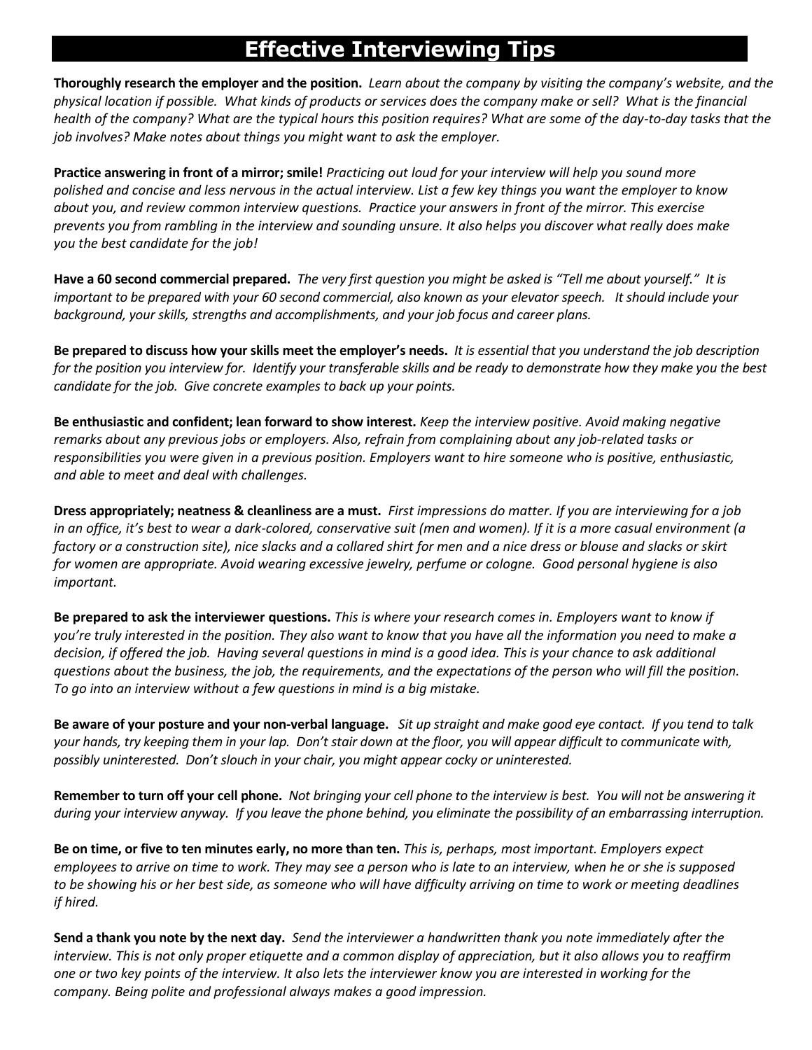# Effective Interviewing Tips

**Thoroughly research the employer and the position.** *Learn about the company by visiting the company's website, and the physical location if possible. What kinds of products or services does the company make or sell? What is the financial health of the company? What are the typical hours this position requires? What are some of the day-to-day tasks that the job involves? Make notes about things you might want to ask the employer.*

**Practice answering in front of a mirror; smile!** *Practicing out loud for your interview will help you sound more polished and concise and less nervous in the actual interview. List a few key things you want the employer to know about you, and review common interview questions. Practice your answers in front of the mirror. This exercise prevents you from rambling in the interview and sounding unsure. It also helps you discover what really does make you the best candidate for the job!*

**Have a 60 second commercial prepared.** *The very first question you might be asked is "Tell me about yourself." It is important to be prepared with your 60 second commercial, also known as your elevator speech. It should include your background, your skills, strengths and accomplishments, and your job focus and career plans.*

**Be prepared to discuss how your skills meet the employer's needs.** *It is essential that you understand the job description for the position you interview for. Identify your transferable skills and be ready to demonstrate how they make you the best candidate for the job. Give concrete examples to back up your points.*

**Be enthusiastic and confident; lean forward to show interest.** *Keep the interview positive. Avoid making negative remarks about any previous jobs or employers. Also, refrain from complaining about any job-related tasks or responsibilities you were given in a previous position. Employers want to hire someone who is positive, enthusiastic, and able to meet and deal with challenges.*

**Dress appropriately; neatness & cleanliness are a must.** *First impressions do matter. If you are interviewing for a job in an office, it's best to wear a dark-colored, conservative suit (men and women). If it is a more casual environment (a factory or a construction site), nice slacks and a collared shirt for men and a nice dress or blouse and slacks or skirt for women are appropriate. Avoid wearing excessive jewelry, perfume or cologne. Good personal hygiene is also important.*

**Be prepared to ask the interviewer questions.** *This is where your research comes in. Employers want to know if you're truly interested in the position. They also want to know that you have all the information you need to make a decision, if offered the job. Having several questions in mind is a good idea. This is your chance to ask additional questions about the business, the job, the requirements, and the expectations of the person who will fill the position. To go into an interview without a few questions in mind is a big mistake.*

**Be aware of your posture and your non-verbal language.** *Sit up straight and make good eye contact. If you tend to talk your hands, try keeping them in your lap. Don't stair down at the floor, you will appear difficult to communicate with, possibly uninterested. Don't slouch in your chair, you might appear cocky or uninterested.*

**Remember to turn off your cell phone.** *Not bringing your cell phone to the interview is best. You will not be answering it during your interview anyway. If you leave the phone behind, you eliminate the possibility of an embarrassing interruption.*

**Be on time, or five to ten minutes early, no more than ten.** *This is, perhaps, most important. Employers expect employees to arrive on time to work. They may see a person who is late to an interview, when he or she is supposed to be showing his or her best side, as someone who will have difficulty arriving on time to work or meeting deadlines if hired.*

**Send a thank you note by the next day.** *Send the interviewer a handwritten thank you note immediately after the interview. This is not only proper etiquette and a common display of appreciation, but it also allows you to reaffirm one or two key points of the interview. It also lets the interviewer know you are interested in working for the company. Being polite and professional always makes a good impression.*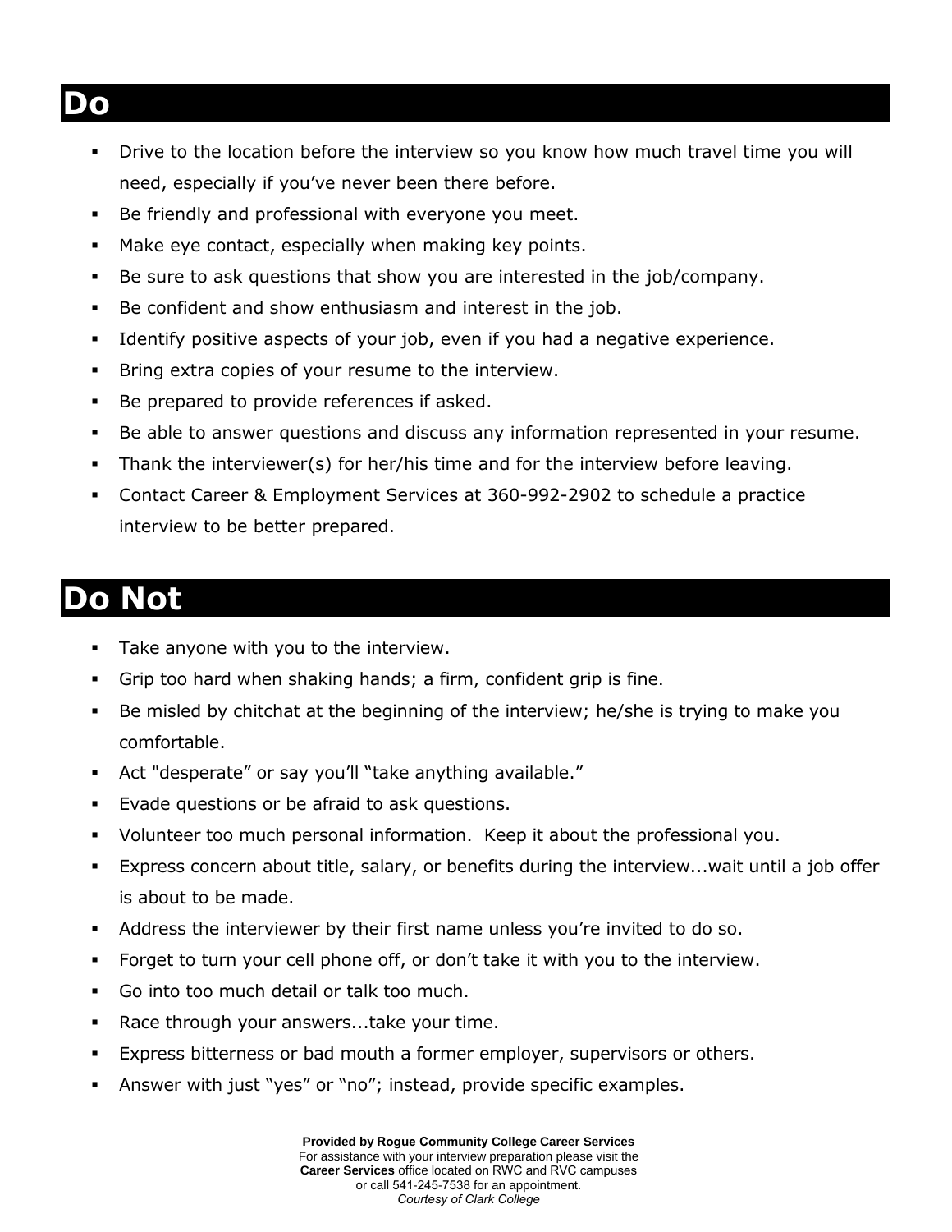## Do

- Drive to the location before the interview so you know how much travel time you will need, especially if you've never been there before.
- Be friendly and professional with everyone you meet.
- Make eye contact, especially when making key points.
- Be sure to ask questions that show you are interested in the job/company.
- Be confident and show enthusiasm and interest in the job.
- Identify positive aspects of your job, even if you had a negative experience.
- Bring extra copies of your resume to the interview.
- Be prepared to provide references if asked.
- Be able to answer questions and discuss any information represented in your resume.
- Thank the interviewer(s) for her/his time and for the interview before leaving.
- Contact Career & Employment Services at 360-992-2902 to schedule a practice interview to be better prepared.

## Do Not

- Take anyone with you to the interview.
- Grip too hard when shaking hands; a firm, confident grip is fine.
- Be misled by chitchat at the beginning of the interview; he/she is trying to make you comfortable.
- Act "desperate" or say you'll "take anything available."
- Evade questions or be afraid to ask questions.
- Volunteer too much personal information. Keep it about the professional you.
- Express concern about title, salary, or benefits during the interview...wait until a job offer is about to be made.
- Address the interviewer by their first name unless you're invited to do so.
- Forget to turn your cell phone off, or don't take it with you to the interview.
- Go into too much detail or talk too much.
- Race through your answers...take your time.
- Express bitterness or bad mouth a former employer, supervisors or others.
- Answer with just "yes" or "no"; instead, provide specific examples.

**Provided by Rogue Community College Career Services**
For assistance with your interview preparation please visit the **Career Services** office located on RWC and RVC campuses or call 541-245-7538 for an appointment.
*Courtesy of Clark College*